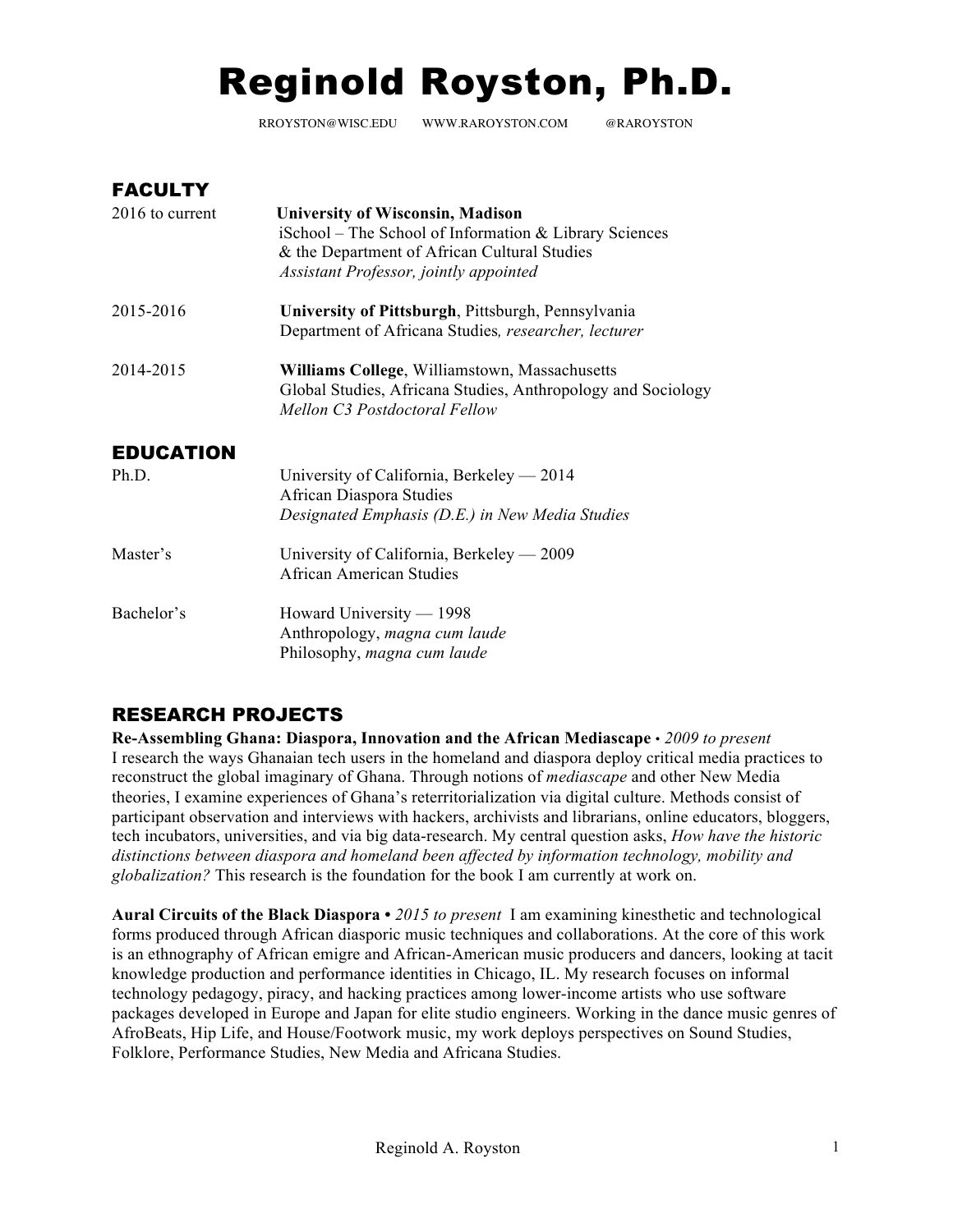# Reginold Royston, Ph.D.

RROYSTON@WISC.EDU WWW.RAROYSTON.COM @RAROYSTON

## FACULTY

2016 to current **University of Wisconsin, Madison**
iSchool – The School of Information & Library Sciences
& the Department of African Cultural Studies
*Assistant Professor, jointly appointed*

2015-2016 **University of Pittsburgh**, Pittsburgh, Pennsylvania
Department of Africana Studies*, researcher, lecturer*

2014-2015 **Williams College**, Williamstown, Massachusetts
Global Studies, Africana Studies, Anthropology and Sociology
*Mellon C3 Postdoctoral Fellow*

## EDUCATION

Ph.D. University of California, Berkeley — 2014
African Diaspora Studies
*Designated Emphasis (D.E.) in New Media Studies*

Master's University of California, Berkeley — 2009
African American Studies

Bachelor's Howard University — 1998
Anthropology, *magna cum laude*
Philosophy, *magna cum laude*

## RESEARCH PROJECTS

**Re-Assembling Ghana: Diaspora, Innovation and the African Mediascape** • *2009 to present*
I research the ways Ghanaian tech users in the homeland and diaspora deploy critical media practices to reconstruct the global imaginary of Ghana. Through notions of *mediascape* and other New Media theories, I examine experiences of Ghana's reterritorialization via digital culture. Methods consist of participant observation and interviews with hackers, archivists and librarians, online educators, bloggers, tech incubators, universities, and via big data-research. My central question asks, *How have the historic distinctions between diaspora and homeland been affected by information technology, mobility and globalization?* This research is the foundation for the book I am currently at work on.

**Aural Circuits of the Black Diaspora •** *2015 to present* I am examining kinesthetic and technological forms produced through African diasporic music techniques and collaborations. At the core of this work is an ethnography of African emigre and African-American music producers and dancers, looking at tacit knowledge production and performance identities in Chicago, IL. My research focuses on informal technology pedagogy, piracy, and hacking practices among lower-income artists who use software packages developed in Europe and Japan for elite studio engineers. Working in the dance music genres of AfroBeats, Hip Life, and House/Footwork music, my work deploys perspectives on Sound Studies, Folklore, Performance Studies, New Media and Africana Studies.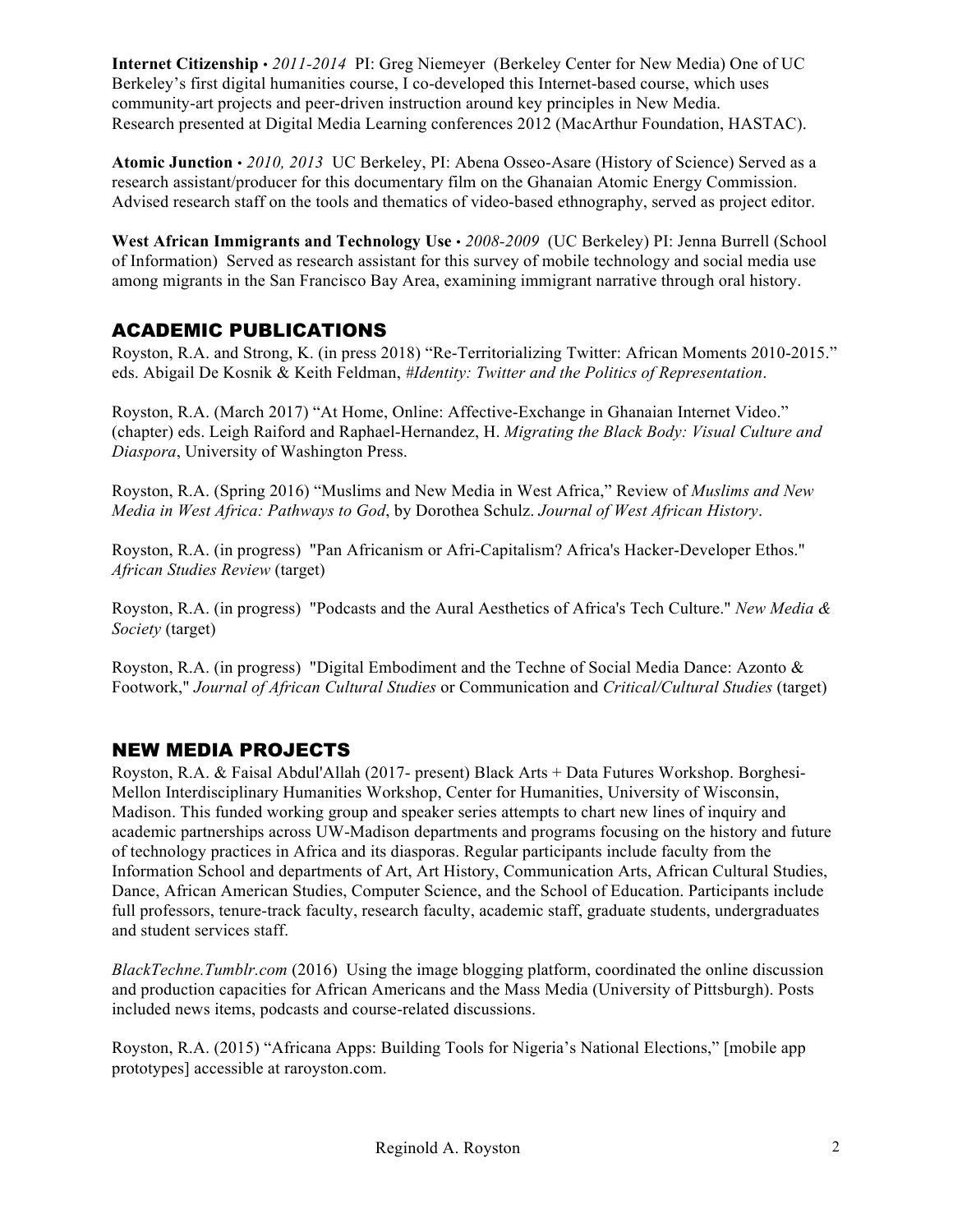**Internet Citizenship** • *2011-2014* PI: Greg Niemeyer (Berkeley Center for New Media) One of UC Berkeley's first digital humanities course, I co-developed this Internet-based course, which uses community-art projects and peer-driven instruction around key principles in New Media. Research presented at Digital Media Learning conferences 2012 (MacArthur Foundation, HASTAC).

**Atomic Junction** • *2010, 2013* UC Berkeley, PI: Abena Osseo-Asare (History of Science) Served as a research assistant/producer for this documentary film on the Ghanaian Atomic Energy Commission. Advised research staff on the tools and thematics of video-based ethnography, served as project editor.

**West African Immigrants and Technology Use** • *2008-2009* (UC Berkeley) PI: Jenna Burrell (School of Information) Served as research assistant for this survey of mobile technology and social media use among migrants in the San Francisco Bay Area, examining immigrant narrative through oral history.

## ACADEMIC PUBLICATIONS

Royston, R.A. and Strong, K. (in press 2018) "Re-Territorializing Twitter: African Moments 2010-2015." eds. Abigail De Kosnik & Keith Feldman, *#Identity: Twitter and the Politics of Representation*.

Royston, R.A. (March 2017) "At Home, Online: Affective-Exchange in Ghanaian Internet Video." (chapter) eds. Leigh Raiford and Raphael-Hernandez, H. *Migrating the Black Body: Visual Culture and Diaspora*, University of Washington Press.

Royston, R.A. (Spring 2016) "Muslims and New Media in West Africa," Review of *Muslims and New Media in West Africa: Pathways to God*, by Dorothea Schulz. *Journal of West African History*.

Royston, R.A. (in progress) "Pan Africanism or Afri-Capitalism? Africa's Hacker-Developer Ethos." *African Studies Review* (target)

Royston, R.A. (in progress) "Podcasts and the Aural Aesthetics of Africa's Tech Culture." *New Media & Society* (target)

Royston, R.A. (in progress) "Digital Embodiment and the Techne of Social Media Dance: Azonto & Footwork," *Journal of African Cultural Studies* or Communication and *Critical/Cultural Studies* (target)

## NEW MEDIA PROJECTS

Royston, R.A. & Faisal Abdul'Allah (2017- present) Black Arts + Data Futures Workshop. Borghesi-Mellon Interdisciplinary Humanities Workshop, Center for Humanities, University of Wisconsin, Madison. This funded working group and speaker series attempts to chart new lines of inquiry and academic partnerships across UW-Madison departments and programs focusing on the history and future of technology practices in Africa and its diasporas. Regular participants include faculty from the Information School and departments of Art, Art History, Communication Arts, African Cultural Studies, Dance, African American Studies, Computer Science, and the School of Education. Participants include full professors, tenure-track faculty, research faculty, academic staff, graduate students, undergraduates and student services staff.

*BlackTechne.Tumblr.com* (2016) Using the image blogging platform, coordinated the online discussion and production capacities for African Americans and the Mass Media (University of Pittsburgh). Posts included news items, podcasts and course-related discussions.

Royston, R.A. (2015) "Africana Apps: Building Tools for Nigeria's National Elections," [mobile app prototypes] accessible at raroyston.com.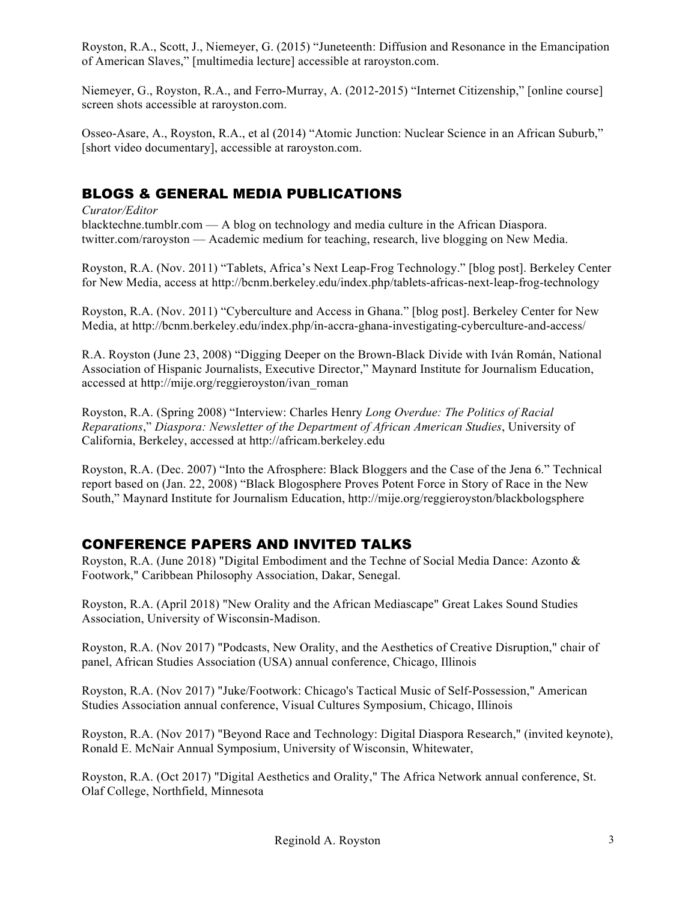Royston, R.A., Scott, J., Niemeyer, G. (2015) "Juneteenth: Diffusion and Resonance in the Emancipation of American Slaves," [multimedia lecture] accessible at raroyston.com.

Niemeyer, G., Royston, R.A., and Ferro-Murray, A. (2012-2015) "Internet Citizenship," [online course] screen shots accessible at raroyston.com.

Osseo-Asare, A., Royston, R.A., et al (2014) "Atomic Junction: Nuclear Science in an African Suburb," [short video documentary], accessible at raroyston.com.

## BLOGS & GENERAL MEDIA PUBLICATIONS

*Curator/Editor*
blacktechne.tumblr.com — A blog on technology and media culture in the African Diaspora.
twitter.com/raroyston — Academic medium for teaching, research, live blogging on New Media.

Royston, R.A. (Nov. 2011) "Tablets, Africa's Next Leap-Frog Technology." [blog post]. Berkeley Center for New Media, access at http://bcnm.berkeley.edu/index.php/tablets-africas-next-leap-frog-technology

Royston, R.A. (Nov. 2011) "Cyberculture and Access in Ghana." [blog post]. Berkeley Center for New Media, at http://bcnm.berkeley.edu/index.php/in-accra-ghana-investigating-cyberculture-and-access/

R.A. Royston (June 23, 2008) "Digging Deeper on the Brown-Black Divide with Iván Román, National Association of Hispanic Journalists, Executive Director," Maynard Institute for Journalism Education, accessed at http://mije.org/reggieroyston/ivan_roman

Royston, R.A. (Spring 2008) "Interview: Charles Henry *Long Overdue: The Politics of Racial Reparations*," *Diaspora: Newsletter of the Department of African American Studies*, University of California, Berkeley, accessed at http://africam.berkeley.edu

Royston, R.A. (Dec. 2007) "Into the Afrosphere: Black Bloggers and the Case of the Jena 6." Technical report based on (Jan. 22, 2008) "Black Blogosphere Proves Potent Force in Story of Race in the New South," Maynard Institute for Journalism Education, http://mije.org/reggieroyston/blackbologsphere

## CONFERENCE PAPERS AND INVITED TALKS

Royston, R.A. (June 2018) "Digital Embodiment and the Techne of Social Media Dance: Azonto & Footwork," Caribbean Philosophy Association, Dakar, Senegal.

Royston, R.A. (April 2018) "New Orality and the African Mediascape" Great Lakes Sound Studies Association, University of Wisconsin-Madison.

Royston, R.A. (Nov 2017) "Podcasts, New Orality, and the Aesthetics of Creative Disruption," chair of panel, African Studies Association (USA) annual conference, Chicago, Illinois

Royston, R.A. (Nov 2017) "Juke/Footwork: Chicago's Tactical Music of Self-Possession," American Studies Association annual conference, Visual Cultures Symposium, Chicago, Illinois

Royston, R.A. (Nov 2017) "Beyond Race and Technology: Digital Diaspora Research," (invited keynote), Ronald E. McNair Annual Symposium, University of Wisconsin, Whitewater,

Royston, R.A. (Oct 2017) "Digital Aesthetics and Orality," The Africa Network annual conference, St. Olaf College, Northfield, Minnesota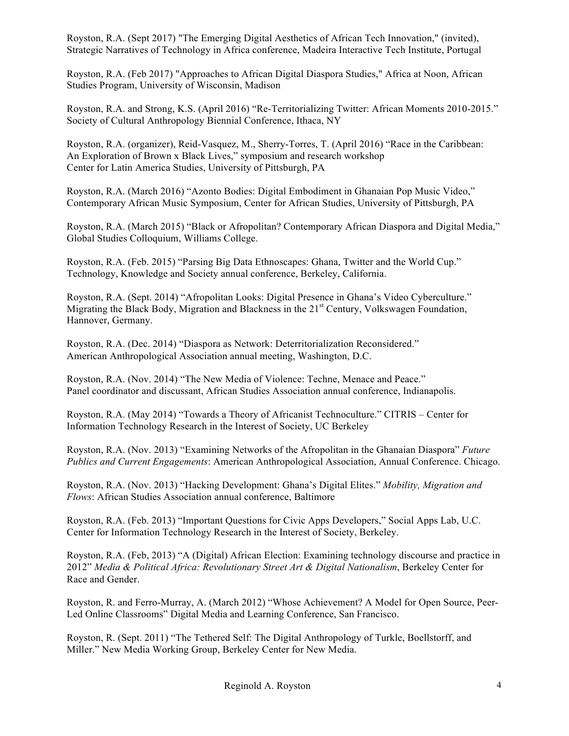Royston, R.A. (Sept 2017) "The Emerging Digital Aesthetics of African Tech Innovation," (invited), Strategic Narratives of Technology in Africa conference, Madeira Interactive Tech Institute, Portugal

Royston, R.A. (Feb 2017) "Approaches to African Digital Diaspora Studies," Africa at Noon, African Studies Program, University of Wisconsin, Madison

Royston, R.A. and Strong, K.S. (April 2016) "Re-Territorializing Twitter: African Moments 2010-2015." Society of Cultural Anthropology Biennial Conference, Ithaca, NY

Royston, R.A. (organizer), Reid-Vasquez, M., Sherry-Torres, T. (April 2016) "Race in the Caribbean: An Exploration of Brown x Black Lives," symposium and research workshop Center for Latin America Studies, University of Pittsburgh, PA

Royston, R.A. (March 2016) "Azonto Bodies: Digital Embodiment in Ghanaian Pop Music Video," Contemporary African Music Symposium, Center for African Studies, University of Pittsburgh, PA

Royston, R.A. (March 2015) "Black or Afropolitan? Contemporary African Diaspora and Digital Media," Global Studies Colloquium, Williams College.

Royston, R.A. (Feb. 2015) "Parsing Big Data Ethnoscapes: Ghana, Twitter and the World Cup." Technology, Knowledge and Society annual conference, Berkeley, California.

Royston, R.A. (Sept. 2014) "Afropolitan Looks: Digital Presence in Ghana's Video Cyberculture." Migrating the Black Body, Migration and Blackness in the 21st Century, Volkswagen Foundation, Hannover, Germany.

Royston, R.A. (Dec. 2014) "Diaspora as Network: Deterritorialization Reconsidered." American Anthropological Association annual meeting, Washington, D.C.

Royston, R.A. (Nov. 2014) "The New Media of Violence: Techne, Menace and Peace." Panel coordinator and discussant, African Studies Association annual conference, Indianapolis.

Royston, R.A. (May 2014) "Towards a Theory of Africanist Technoculture." CITRIS – Center for Information Technology Research in the Interest of Society, UC Berkeley

Royston, R.A. (Nov. 2013) "Examining Networks of the Afropolitan in the Ghanaian Diaspora" *Future Publics and Current Engagements*: American Anthropological Association, Annual Conference. Chicago.

Royston, R.A. (Nov. 2013) "Hacking Development: Ghana's Digital Elites." *Mobility, Migration and Flows*: African Studies Association annual conference, Baltimore

Royston, R.A. (Feb. 2013) "Important Questions for Civic Apps Developers," Social Apps Lab, U.C. Center for Information Technology Research in the Interest of Society, Berkeley.

Royston, R.A. (Feb, 2013) "A (Digital) African Election: Examining technology discourse and practice in 2012" *Media & Political Africa: Revolutionary Street Art & Digital Nationalism*, Berkeley Center for Race and Gender.

Royston, R. and Ferro-Murray, A. (March 2012) "Whose Achievement? A Model for Open Source, Peer-Led Online Classrooms" Digital Media and Learning Conference, San Francisco.

Royston, R. (Sept. 2011) "The Tethered Self: The Digital Anthropology of Turkle, Boellstorff, and Miller." New Media Working Group, Berkeley Center for New Media.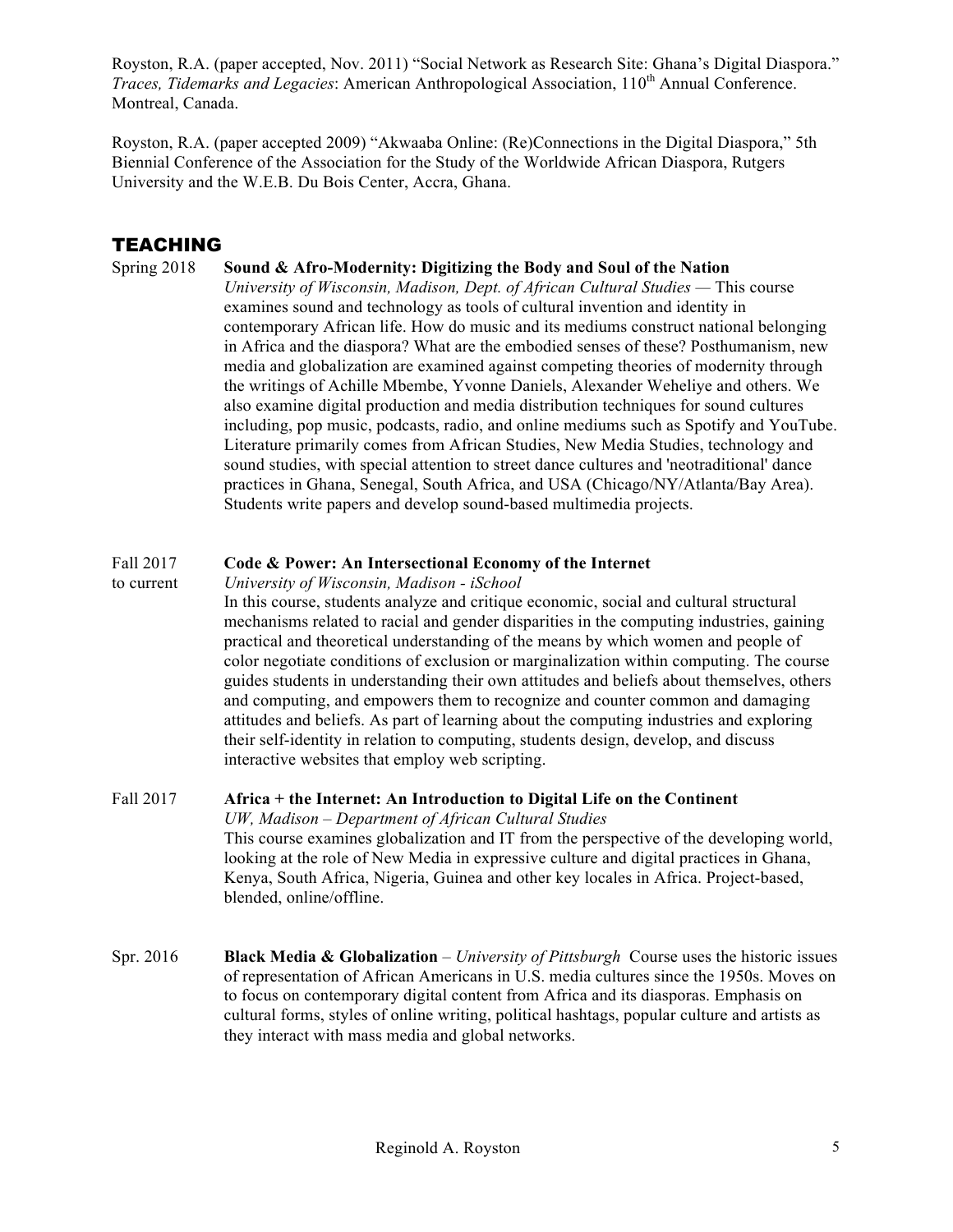Royston, R.A. (paper accepted, Nov. 2011) "Social Network as Research Site: Ghana's Digital Diaspora." *Traces, Tidemarks and Legacies*: American Anthropological Association, 110th Annual Conference. Montreal, Canada.

Royston, R.A. (paper accepted 2009) "Akwaaba Online: (Re)Connections in the Digital Diaspora," 5th Biennial Conference of the Association for the Study of the Worldwide African Diaspora, Rutgers University and the W.E.B. Du Bois Center, Accra, Ghana.

## TEACHING

Spring 2018 **Sound & Afro-Modernity: Digitizing the Body and Soul of the Nation**
*University of Wisconsin, Madison, Dept. of African Cultural Studies* — This course examines sound and technology as tools of cultural invention and identity in contemporary African life. How do music and its mediums construct national belonging in Africa and the diaspora? What are the embodied senses of these? Posthumanism, new media and globalization are examined against competing theories of modernity through the writings of Achille Mbembe, Yvonne Daniels, Alexander Weheliye and others. We also examine digital production and media distribution techniques for sound cultures including, pop music, podcasts, radio, and online mediums such as Spotify and YouTube. Literature primarily comes from African Studies, New Media Studies, technology and sound studies, with special attention to street dance cultures and 'neotraditional' dance practices in Ghana, Senegal, South Africa, and USA (Chicago/NY/Atlanta/Bay Area). Students write papers and develop sound-based multimedia projects.

Fall 2017 to current **Code & Power: An Intersectional Economy of the Internet**
*University of Wisconsin, Madison - iSchool*
In this course, students analyze and critique economic, social and cultural structural mechanisms related to racial and gender disparities in the computing industries, gaining practical and theoretical understanding of the means by which women and people of color negotiate conditions of exclusion or marginalization within computing. The course guides students in understanding their own attitudes and beliefs about themselves, others and computing, and empowers them to recognize and counter common and damaging attitudes and beliefs. As part of learning about the computing industries and exploring their self-identity in relation to computing, students design, develop, and discuss interactive websites that employ web scripting.

Fall 2017 **Africa + the Internet: An Introduction to Digital Life on the Continent**
*UW, Madison – Department of African Cultural Studies*
This course examines globalization and IT from the perspective of the developing world, looking at the role of New Media in expressive culture and digital practices in Ghana, Kenya, South Africa, Nigeria, Guinea and other key locales in Africa. Project-based, blended, online/offline.

Spr. 2016 **Black Media & Globalization** – *University of Pittsburgh* Course uses the historic issues of representation of African Americans in U.S. media cultures since the 1950s. Moves on to focus on contemporary digital content from Africa and its diasporas. Emphasis on cultural forms, styles of online writing, political hashtags, popular culture and artists as they interact with mass media and global networks.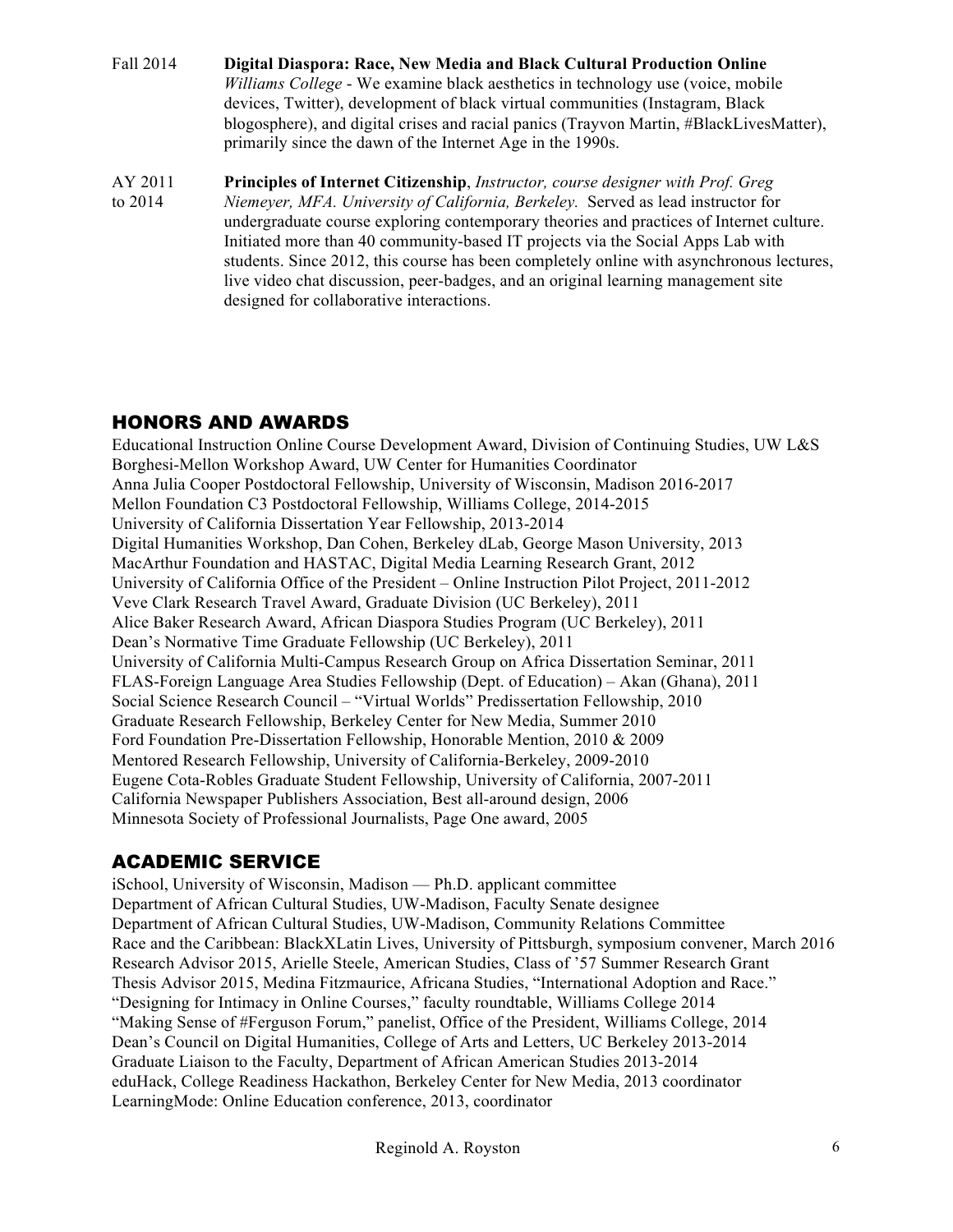Fall 2014 **Digital Diaspora: Race, New Media and Black Cultural Production Online**
*Williams College* - We examine black aesthetics in technology use (voice, mobile devices, Twitter), development of black virtual communities (Instagram, Black blogosphere), and digital crises and racial panics (Trayvon Martin, #BlackLivesMatter), primarily since the dawn of the Internet Age in the 1990s.

AY 2011 to 2014 **Principles of Internet Citizenship**, *Instructor, course designer with Prof. Greg Niemeyer, MFA. University of California, Berkeley.* Served as lead instructor for undergraduate course exploring contemporary theories and practices of Internet culture. Initiated more than 40 community-based IT projects via the Social Apps Lab with students. Since 2012, this course has been completely online with asynchronous lectures, live video chat discussion, peer-badges, and an original learning management site designed for collaborative interactions.

## HONORS AND AWARDS

Educational Instruction Online Course Development Award, Division of Continuing Studies, UW L&S
Borghesi-Mellon Workshop Award, UW Center for Humanities Coordinator
Anna Julia Cooper Postdoctoral Fellowship, University of Wisconsin, Madison 2016-2017
Mellon Foundation C3 Postdoctoral Fellowship, Williams College, 2014-2015
University of California Dissertation Year Fellowship, 2013-2014
Digital Humanities Workshop, Dan Cohen, Berkeley dLab, George Mason University, 2013
MacArthur Foundation and HASTAC, Digital Media Learning Research Grant, 2012
University of California Office of the President – Online Instruction Pilot Project, 2011-2012
Veve Clark Research Travel Award, Graduate Division (UC Berkeley), 2011
Alice Baker Research Award, African Diaspora Studies Program (UC Berkeley), 2011
Dean's Normative Time Graduate Fellowship (UC Berkeley), 2011
University of California Multi-Campus Research Group on Africa Dissertation Seminar, 2011
FLAS-Foreign Language Area Studies Fellowship (Dept. of Education) – Akan (Ghana), 2011
Social Science Research Council – "Virtual Worlds" Predissertation Fellowship, 2010
Graduate Research Fellowship, Berkeley Center for New Media, Summer 2010
Ford Foundation Pre-Dissertation Fellowship, Honorable Mention, 2010 & 2009
Mentored Research Fellowship, University of California-Berkeley, 2009-2010
Eugene Cota-Robles Graduate Student Fellowship, University of California, 2007-2011
California Newspaper Publishers Association, Best all-around design, 2006
Minnesota Society of Professional Journalists, Page One award, 2005

## ACADEMIC SERVICE

iSchool, University of Wisconsin, Madison — Ph.D. applicant committee
Department of African Cultural Studies, UW-Madison, Faculty Senate designee
Department of African Cultural Studies, UW-Madison, Community Relations Committee
Race and the Caribbean: BlackXLatin Lives, University of Pittsburgh, symposium convener, March 2016
Research Advisor 2015, Arielle Steele, American Studies, Class of '57 Summer Research Grant
Thesis Advisor 2015, Medina Fitzmaurice, Africana Studies, "International Adoption and Race."
"Designing for Intimacy in Online Courses," faculty roundtable, Williams College 2014
"Making Sense of #Ferguson Forum," panelist, Office of the President, Williams College, 2014
Dean's Council on Digital Humanities, College of Arts and Letters, UC Berkeley 2013-2014
Graduate Liaison to the Faculty, Department of African American Studies 2013-2014
eduHack, College Readiness Hackathon, Berkeley Center for New Media, 2013 coordinator
LearningMode: Online Education conference, 2013, coordinator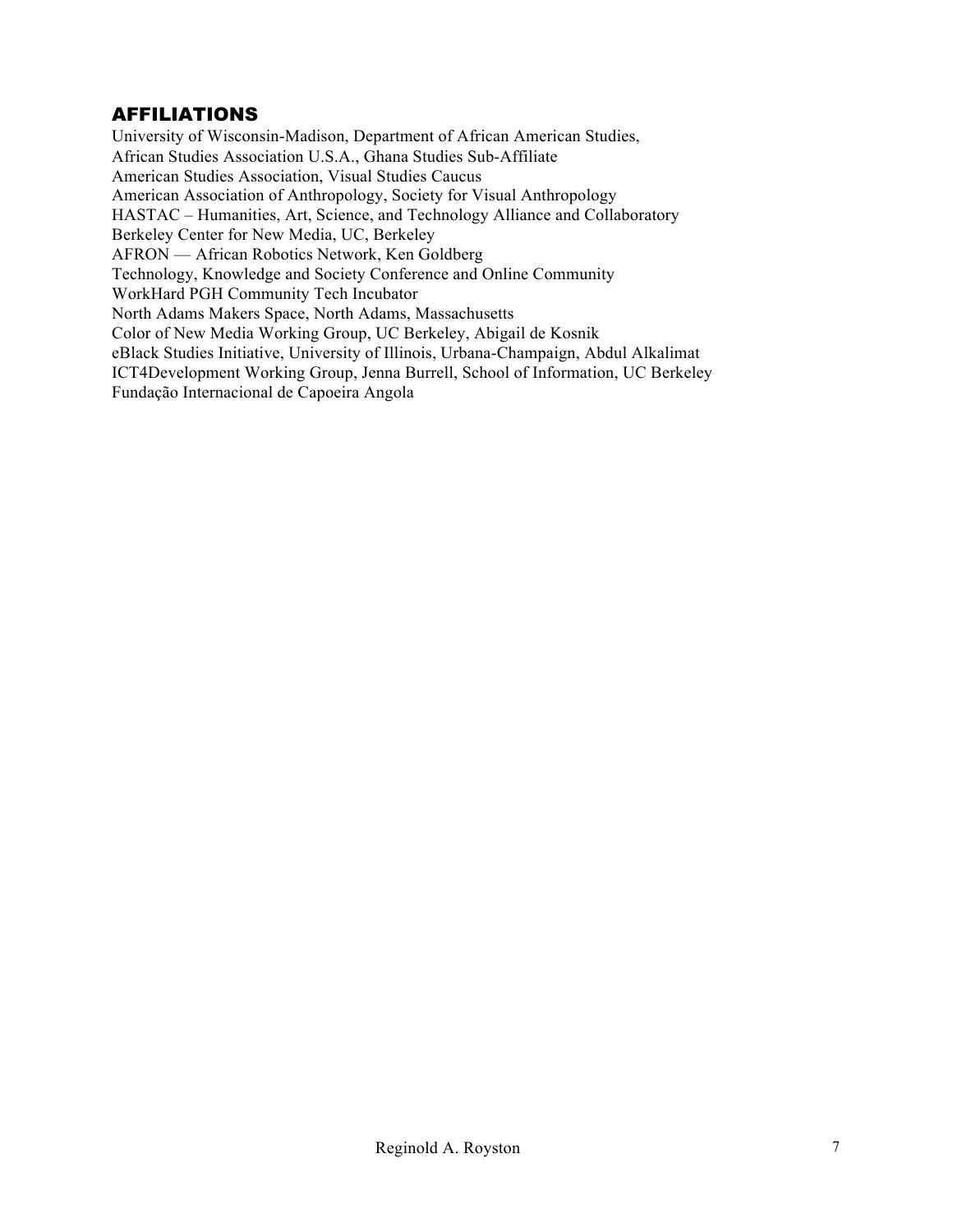## AFFILIATIONS

University of Wisconsin-Madison, Department of African American Studies,
African Studies Association U.S.A., Ghana Studies Sub-Affiliate
American Studies Association, Visual Studies Caucus
American Association of Anthropology, Society for Visual Anthropology
HASTAC – Humanities, Art, Science, and Technology Alliance and Collaboratory
Berkeley Center for New Media, UC, Berkeley
AFRON — African Robotics Network, Ken Goldberg
Technology, Knowledge and Society Conference and Online Community
WorkHard PGH Community Tech Incubator
North Adams Makers Space, North Adams, Massachusetts
Color of New Media Working Group, UC Berkeley, Abigail de Kosnik
eBlack Studies Initiative, University of Illinois, Urbana-Champaign, Abdul Alkalimat
ICT4Development Working Group, Jenna Burrell, School of Information, UC Berkeley
Fundação Internacional de Capoeira Angola